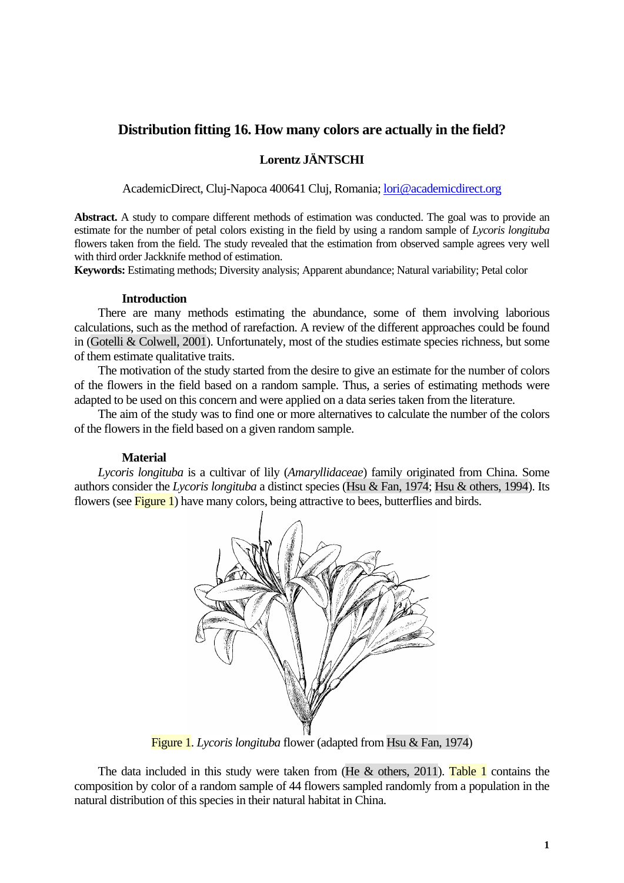# Distribution fitting 16. How many colors are actually in the field?

**Lorentz JÄNTSCHI**

AcademicDirect, Cluj-Napoca 400641 Cluj, Romania; lori@academicdirect.org

**Abstract.** A study to compare different methods of estimation was conducted. The goal was to provide an estimate for the number of petal colors existing in the field by using a random sample of *Lycoris longituba* flowers taken from the field. The study revealed that the estimation from observed sample agrees very well with third order Jackknife method of estimation.

**Keywords:** Estimating methods; Diversity analysis; Apparent abundance; Natural variability; Petal color

## Introduction

There are many methods estimating the abundance, some of them involving laborious calculations, such as the method of rarefaction. A review of the different approaches could be found in (Gotelli & Colwell, 2001). Unfortunately, most of the studies estimate species richness, but some of them estimate qualitative traits.

The motivation of the study started from the desire to give an estimate for the number of colors of the flowers in the field based on a random sample. Thus, a series of estimating methods were adapted to be used on this concern and were applied on a data series taken from the literature.

The aim of the study was to find one or more alternatives to calculate the number of the colors of the flowers in the field based on a given random sample.

## Material

*Lycoris longituba* is a cultivar of lily (*Amaryllidaceae*) family originated from China. Some authors consider the *Lycoris longituba* a distinct species (Hsu & Fan, 1974; Hsu & others, 1994). Its flowers (see Figure 1) have many colors, being attractive to bees, butterflies and birds.

Figure 1. *Lycoris longituba* flower (adapted from Hsu & Fan, 1974)

The data included in this study were taken from (He & others, 2011). Table 1 contains the composition by color of a random sample of 44 flowers sampled randomly from a population in the natural distribution of this species in their natural habitat in China.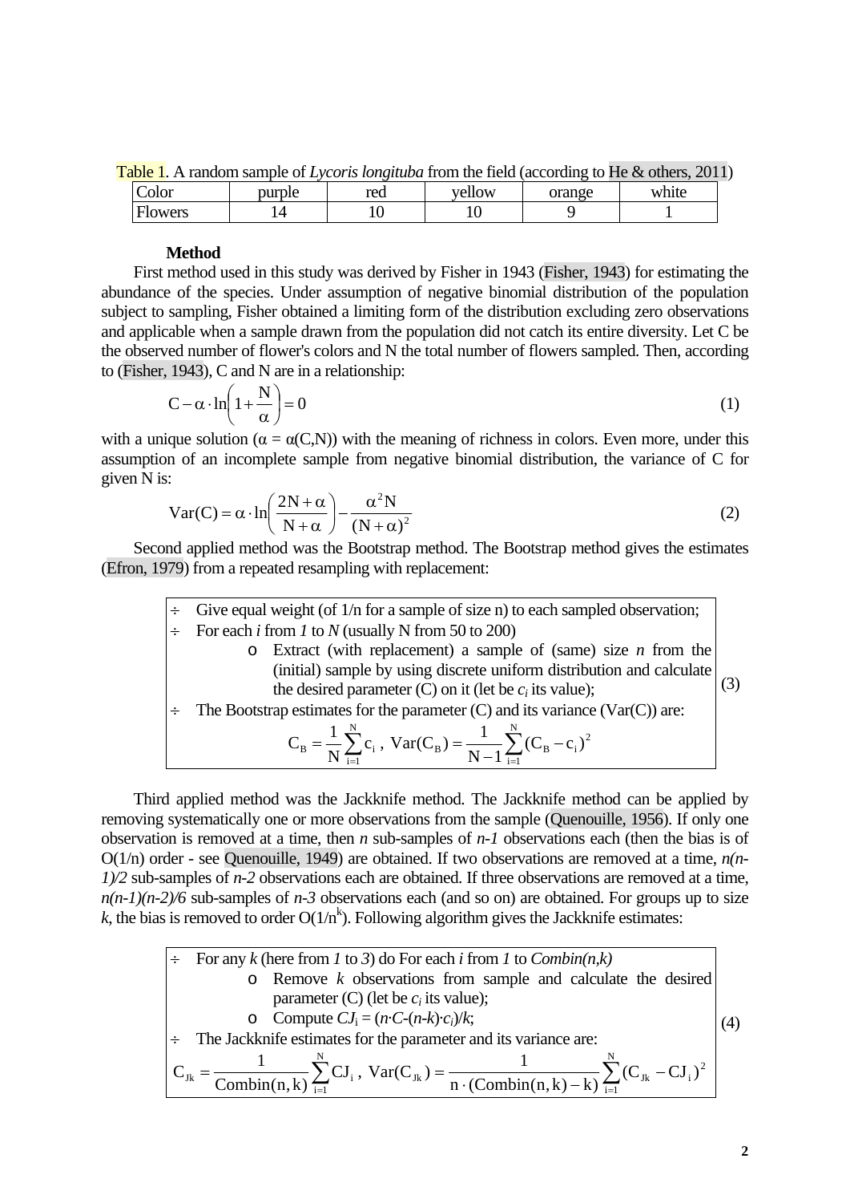Table 1. A random sample of *Lycoris longituba* from the field (according to He & others, 2011)

| Color | purple | red | yellow | orange | white |
|---|---|---|---|---|---|
| Flowers | 14 | 10 | 10 | 9 | 1 |

**Method**

First method used in this study was derived by Fisher in 1943 (Fisher, 1943) for estimating the abundance of the species. Under assumption of negative binomial distribution of the population subject to sampling, Fisher obtained a limiting form of the distribution excluding zero observations and applicable when a sample drawn from the population did not catch its entire diversity. Let C be the observed number of flower's colors and N the total number of flowers sampled. Then, according to (Fisher, 1943), C and N are in a relationship:

$$C - \alpha \cdot \ln\left(1 + \frac{N}{\alpha}\right) = 0 \tag{1}$$

with a unique solution ($\alpha = \alpha(C,N)$) with the meaning of richness in colors. Even more, under this assumption of an incomplete sample from negative binomial distribution, the variance of C for given N is:

$$\text{Var}(C) = \alpha \cdot \ln\left(\frac{2N + \alpha}{N + \alpha}\right) - \frac{\alpha^2 N}{(N + \alpha)^2} \tag{2}$$

Second applied method was the Bootstrap method. The Bootstrap method gives the estimates (Efron, 1979) from a repeated resampling with replacement:

- Give equal weight (of 1/n for a sample of size n) to each sampled observation;
- For each *i* from *1* to *N* (usually N from 50 to 200)
  - Extract (with replacement) a sample of (same) size *n* from the (initial) sample by using discrete uniform distribution and calculate the desired parameter (C) on it (let be $c_i$ its value);
- The Bootstrap estimates for the parameter (C) and its variance (Var(C)) are:

$$C_B = \frac{1}{N}\sum_{i=1}^{N} c_i, \; \text{Var}(C_B) = \frac{1}{N-1}\sum_{i=1}^{N}(C_B - c_i)^2 \tag{3}$$

Third applied method was the Jackknife method. The Jackknife method can be applied by removing systematically one or more observations from the sample (Quenouille, 1956). If only one observation is removed at a time, then *n* sub-samples of *n-1* observations each (then the bias is of O(1/n) order - see Quenouille, 1949) are obtained. If two observations are removed at a time, *n(n-1)/2* sub-samples of *n-2* observations each are obtained. If three observations are removed at a time, *n(n-1)(n-2)/6* sub-samples of *n-3* observations each (and so on) are obtained. For groups up to size *k*, the bias is removed to order $O(1/n^k)$. Following algorithm gives the Jackknife estimates:

- For any *k* (here from *1* to *3*) do For each *i* from *1* to *Combin(n,k)*
  - Remove *k* observations from sample and calculate the desired parameter (C) (let be $c_i$ its value);
  - Compute $CJ_i = (n \cdot C - (n-k) \cdot c_i)/k$;
- The Jackknife estimates for the parameter and its variance are:

$$C_{Jk} = \frac{1}{\text{Combin}(n,k)}\sum_{i=1}^{N} CJ_i, \; \text{Var}(C_{Jk}) = \frac{1}{n \cdot (\text{Combin}(n,k) - k)}\sum_{i=1}^{N}(C_{Jk} - CJ_i)^2 \tag{4}$$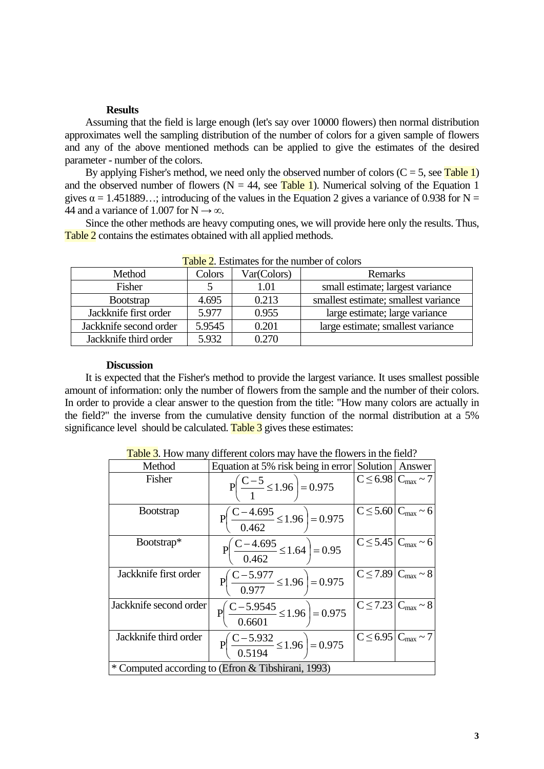**Results**

Assuming that the field is large enough (let's say over 10000 flowers) then normal distribution approximates well the sampling distribution of the number of colors for a given sample of flowers and any of the above mentioned methods can be applied to give the estimates of the desired parameter - number of the colors.

By applying Fisher's method, we need only the observed number of colors ($C = 5$, see Table 1) and the observed number of flowers ($N = 44$, see Table 1). Numerical solving of the Equation 1 gives $\alpha = 1.451889\ldots$; introducing of the values in the Equation 2 gives a variance of 0.938 for $N = 44$ and a variance of 1.007 for $N \to \infty$.

Since the other methods are heavy computing ones, we will provide here only the results. Thus, Table 2 contains the estimates obtained with all applied methods.

Table 2. Estimates for the number of colors

| Method | Colors | Var(Colors) | Remarks |
|---|---|---|---|
| Fisher | 5 | 1.01 | small estimate; largest variance |
| Bootstrap | 4.695 | 0.213 | smallest estimate; smallest variance |
| Jackknife first order | 5.977 | 0.955 | large estimate; large variance |
| Jackknife second order | 5.9545 | 0.201 | large estimate; smallest variance |
| Jackknife third order | 5.932 | 0.270 | |

**Discussion**

It is expected that the Fisher's method to provide the largest variance. It uses smallest possible amount of information: only the number of flowers from the sample and the number of their colors. In order to provide a clear answer to the question from the title: "How many colors are actually in the field?" the inverse from the cumulative density function of the normal distribution at a 5% significance level should be calculated. Table 3 gives these estimates:

Table 3. How many different colors may have the flowers in the field?

| Method | Equation at 5% risk being in error | Solution | Answer |
|---|---|---|---|
| Fisher | $P\left(\frac{C-5}{1} \le 1.96\right) = 0.975$ | $C \le 6.98$ | $C_{max} \sim 7$ |
| Bootstrap | $P\left(\frac{C-4.695}{0.462} \le 1.96\right) = 0.975$ | $C \le 5.60$ | $C_{max} \sim 6$ |
| Bootstrap* | $P\left(\frac{C-4.695}{0.462} \le 1.64\right) = 0.95$ | $C \le 5.45$ | $C_{max} \sim 6$ |
| Jackknife first order | $P\left(\frac{C-5.977}{0.977} \le 1.96\right) = 0.975$ | $C \le 7.89$ | $C_{max} \sim 8$ |
| Jackknife second order | $P\left(\frac{C-5.9545}{0.6601} \le 1.96\right) = 0.975$ | $C \le 7.23$ | $C_{max} \sim 8$ |
| Jackknife third order | $P\left(\frac{C-5.932}{0.5194} \le 1.96\right) = 0.975$ | $C \le 6.95$ | $C_{max} \sim 7$ |
| * Computed according to (Efron & Tibshirani, 1993) | | | |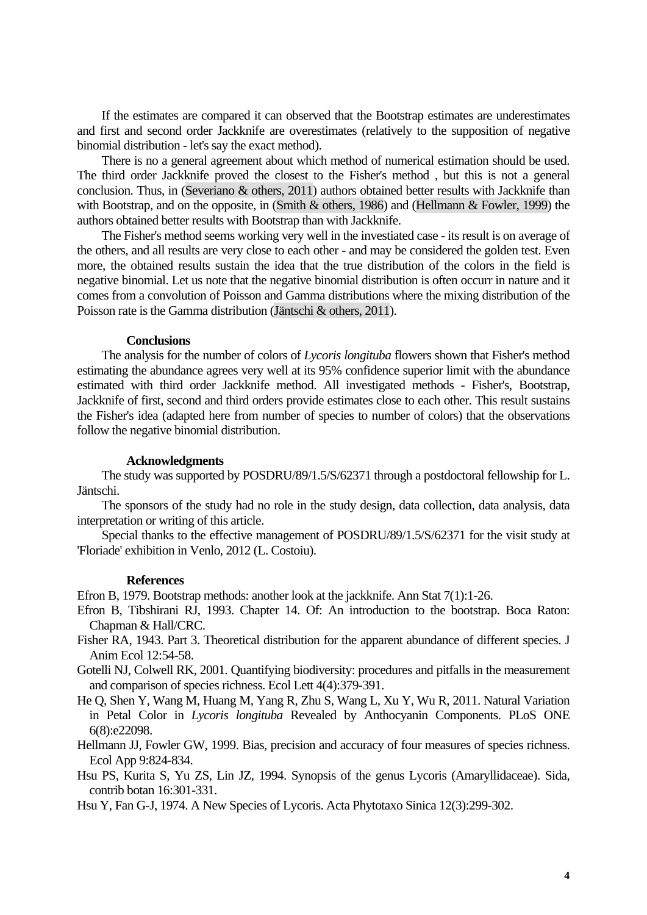If the estimates are compared it can observed that the Bootstrap estimates are underestimates and first and second order Jackknife are overestimates (relatively to the supposition of negative binomial distribution - let's say the exact method).

There is no a general agreement about which method of numerical estimation should be used. The third order Jackknife proved the closest to the Fisher's method , but this is not a general conclusion. Thus, in (Severiano & others, 2011) authors obtained better results with Jackknife than with Bootstrap, and on the opposite, in (Smith & others, 1986) and (Hellmann & Fowler, 1999) the authors obtained better results with Bootstrap than with Jackknife.

The Fisher's method seems working very well in the investiated case - its result is on average of the others, and all results are very close to each other - and may be considered the golden test. Even more, the obtained results sustain the idea that the true distribution of the colors in the field is negative binomial. Let us note that the negative binomial distribution is often occurr in nature and it comes from a convolution of Poisson and Gamma distributions where the mixing distribution of the Poisson rate is the Gamma distribution (Jäntschi & others, 2011).

### Conclusions

The analysis for the number of colors of *Lycoris longituba* flowers shown that Fisher's method estimating the abundance agrees very well at its 95% confidence superior limit with the abundance estimated with third order Jackknife method. All investigated methods - Fisher's, Bootstrap, Jackknife of first, second and third orders provide estimates close to each other. This result sustains the Fisher's idea (adapted here from number of species to number of colors) that the observations follow the negative binomial distribution.

### Acknowledgments

The study was supported by POSDRU/89/1.5/S/62371 through a postdoctoral fellowship for L. Jäntschi.

The sponsors of the study had no role in the study design, data collection, data analysis, data interpretation or writing of this article.

Special thanks to the effective management of POSDRU/89/1.5/S/62371 for the visit study at 'Floriade' exhibition in Venlo, 2012 (L. Costoiu).

### References

Efron B, 1979. Bootstrap methods: another look at the jackknife. Ann Stat 7(1):1-26.

Efron B, Tibshirani RJ, 1993. Chapter 14. Of: An introduction to the bootstrap. Boca Raton: Chapman & Hall/CRC.

Fisher RA, 1943. Part 3. Theoretical distribution for the apparent abundance of different species. J Anim Ecol 12:54-58.

Gotelli NJ, Colwell RK, 2001. Quantifying biodiversity: procedures and pitfalls in the measurement and comparison of species richness. Ecol Lett 4(4):379-391.

He Q, Shen Y, Wang M, Huang M, Yang R, Zhu S, Wang L, Xu Y, Wu R, 2011. Natural Variation in Petal Color in *Lycoris longituba* Revealed by Anthocyanin Components. PLoS ONE 6(8):e22098.

Hellmann JJ, Fowler GW, 1999. Bias, precision and accuracy of four measures of species richness. Ecol App 9:824-834.

Hsu PS, Kurita S, Yu ZS, Lin JZ, 1994. Synopsis of the genus Lycoris (Amaryllidaceae). Sida, contrib botan 16:301-331.

Hsu Y, Fan G-J, 1974. A New Species of Lycoris. Acta Phytotaxo Sinica 12(3):299-302.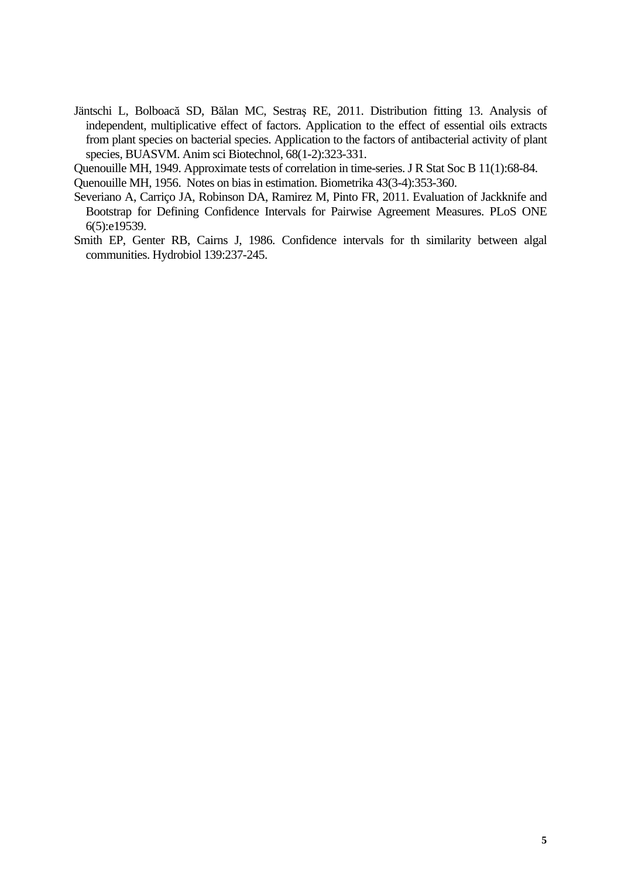Jäntschi L, Bolboacă SD, Bălan MC, Sestraş RE, 2011. Distribution fitting 13. Analysis of independent, multiplicative effect of factors. Application to the effect of essential oils extracts from plant species on bacterial species. Application to the factors of antibacterial activity of plant species, BUASVM. Anim sci Biotechnol, 68(1-2):323-331.

Quenouille MH, 1949. Approximate tests of correlation in time-series. J R Stat Soc B 11(1):68-84.

Quenouille MH, 1956. Notes on bias in estimation. Biometrika 43(3-4):353-360.

Severiano A, Carriço JA, Robinson DA, Ramirez M, Pinto FR, 2011. Evaluation of Jackknife and Bootstrap for Defining Confidence Intervals for Pairwise Agreement Measures. PLoS ONE 6(5):e19539.

Smith EP, Genter RB, Cairns J, 1986. Confidence intervals for th similarity between algal communities. Hydrobiol 139:237-245.